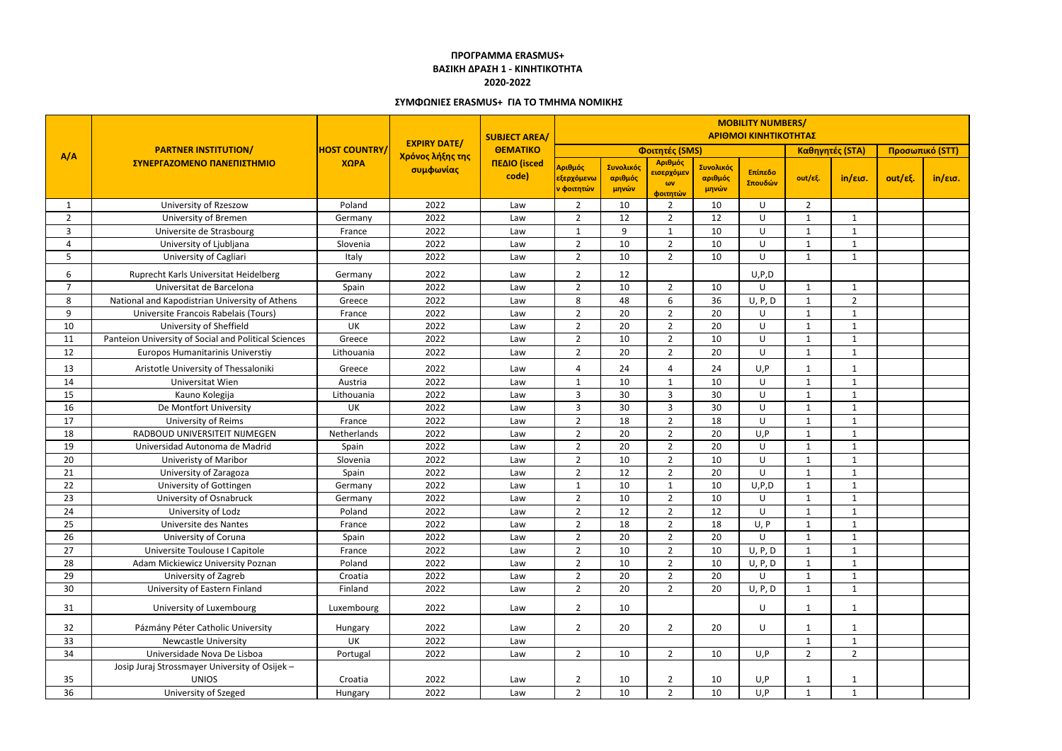**ΠΡΟΓΡΑΜΜΑ ERASMUS+**

**ΒΑΣΙΚΗ ΔΡΑΣΗ 1 - ΚΙΝΗΤΙΚΟΤΗΤΑ**

**2020-2022**

**ΣΥΜΦΩΝΙΕΣ ERASMUS+ ΓΙΑ ΤΟ ΤΜΗΜΑ ΝΟΜΙΚΗΣ**

| A/A | PARTNER INSTITUTION/ ΣΥΝΕΡΓΑΖΟΜΕΝΟ ΠΑΝΕΠΙΣΤΗΜΙΟ | HOST COUNTRY/ ΧΩΡΑ | EXPIRY DATE/ Χρόνος λήξης της συμφωνίας | SUBJECT AREA/ ΘΕΜΑΤΙΚΟ ΠΕΔΙΟ (isced code) | MOBILITY NUMBERS/ ΑΡΙΘΜΟΙ ΚΙΝΗΤΙΚΟΤΗΤΑΣ | | | | | | | | |
|---|---|---|---|---|---|---|---|---|---|---|---|---|---|
| | | | | | Φοιτητές (SMS) | | | | | Καθηγητές (STA) | | Προσωπικό (STT) | |
| | | | | | Αριθμός εξερχόμενων φοιτητών | Συνολικός αριθμός μηνών | Αριθμός εισερχόμενων φοιτητών | Συνολικός αριθμός μηνών | Επίπεδο Σπουδών | out/εξ. | in/εισ. | out/εξ. | in/εισ. |
| 1 | University of Rzeszow | Poland | 2022 | Law | 2 | 10 | 2 | 10 | U | 2 | | | |
| 2 | University of Bremen | Germany | 2022 | Law | 2 | 12 | 2 | 12 | U | 1 | 1 | | |
| 3 | Universite de Strasbourg | France | 2022 | Law | 1 | 9 | 1 | 10 | U | 1 | 1 | | |
| 4 | University of Ljubljana | Slovenia | 2022 | Law | 2 | 10 | 2 | 10 | U | 1 | 1 | | |
| 5 | University of Cagliari | Italy | 2022 | Law | 2 | 10 | 2 | 10 | U | 1 | 1 | | |
| 6 | Ruprecht Karls Universitat Heidelberg | Germany | 2022 | Law | 2 | 12 | | | U,P,D | | | | |
| 7 | Universitat de Barcelona | Spain | 2022 | Law | 2 | 10 | 2 | 10 | U | 1 | 1 | | |
| 8 | National and Kapodistrian University of Athens | Greece | 2022 | Law | 8 | 48 | 6 | 36 | U, P, D | 1 | 2 | | |
| 9 | Universite Francois Rabelais (Tours) | France | 2022 | Law | 2 | 20 | 2 | 20 | U | 1 | 1 | | |
| 10 | University of Sheffield | UK | 2022 | Law | 2 | 20 | 2 | 20 | U | 1 | 1 | | |
| 11 | Panteion University of Social and Political Sciences | Greece | 2022 | Law | 2 | 10 | 2 | 10 | U | 1 | 1 | | |
| 12 | Europos Humanitarinis Universtiy | Lithouania | 2022 | Law | 2 | 20 | 2 | 20 | U | 1 | 1 | | |
| 13 | Aristotle University of Thessaloniki | Greece | 2022 | Law | 4 | 24 | 4 | 24 | U,P | 1 | 1 | | |
| 14 | Universitat Wien | Austria | 2022 | Law | 1 | 10 | 1 | 10 | U | 1 | 1 | | |
| 15 | Kauno Kolegija | Lithouania | 2022 | Law | 3 | 30 | 3 | 30 | U | 1 | 1 | | |
| 16 | De Montfort University | UK | 2022 | Law | 3 | 30 | 3 | 30 | U | 1 | 1 | | |
| 17 | University of Reims | France | 2022 | Law | 2 | 18 | 2 | 18 | U | 1 | 1 | | |
| 18 | RADBOUD UNIVERSITEIT NIJMEGEN | Netherlands | 2022 | Law | 2 | 20 | 2 | 20 | U,P | 1 | 1 | | |
| 19 | Universidad Autonoma de Madrid | Spain | 2022 | Law | 2 | 20 | 2 | 20 | U | 1 | 1 | | |
| 20 | Univeristy of Maribor | Slovenia | 2022 | Law | 2 | 10 | 2 | 10 | U | 1 | 1 | | |
| 21 | University of Zaragoza | Spain | 2022 | Law | 2 | 12 | 2 | 20 | U | 1 | 1 | | |
| 22 | University of Gottingen | Germany | 2022 | Law | 1 | 10 | 1 | 10 | U,P,D | 1 | 1 | | |
| 23 | University of Osnabruck | Germany | 2022 | Law | 2 | 10 | 2 | 10 | U | 1 | 1 | | |
| 24 | University of Lodz | Poland | 2022 | Law | 2 | 12 | 2 | 12 | U | 1 | 1 | | |
| 25 | Universite des Nantes | France | 2022 | Law | 2 | 18 | 2 | 18 | U, P | 1 | 1 | | |
| 26 | University of Coruna | Spain | 2022 | Law | 2 | 20 | 2 | 20 | U | 1 | 1 | | |
| 27 | Universite Toulouse I Capitole | France | 2022 | Law | 2 | 10 | 2 | 10 | U, P, D | 1 | 1 | | |
| 28 | Adam Mickiewicz University Poznan | Poland | 2022 | Law | 2 | 10 | 2 | 10 | U, P, D | 1 | 1 | | |
| 29 | University of Zagreb | Croatia | 2022 | Law | 2 | 20 | 2 | 20 | U | 1 | 1 | | |
| 30 | University of Eastern Finland | Finland | 2022 | Law | 2 | 20 | 2 | 20 | U, P, D | 1 | 1 | | |
| 31 | University of Luxembourg | Luxembourg | 2022 | Law | 2 | 10 | | | U | 1 | 1 | | |
| 32 | Pázmány Péter Catholic University | Hungary | 2022 | Law | 2 | 20 | 2 | 20 | U | 1 | 1 | | |
| 33 | Newcastle University | UK | 2022 | Law | | | | | | 1 | 1 | | |
| 34 | Universidade Nova De Lisboa | Portugal | 2022 | Law | 2 | 10 | 2 | 10 | U,P | 2 | 2 | | |
| 35 | Josip Juraj Strossmayer University of Osijek – UNIOS | Croatia | 2022 | Law | 2 | 10 | 2 | 10 | U,P | 1 | 1 | | |
| 36 | University of Szeged | Hungary | 2022 | Law | 2 | 10 | 2 | 10 | U,P | 1 | 1 | | |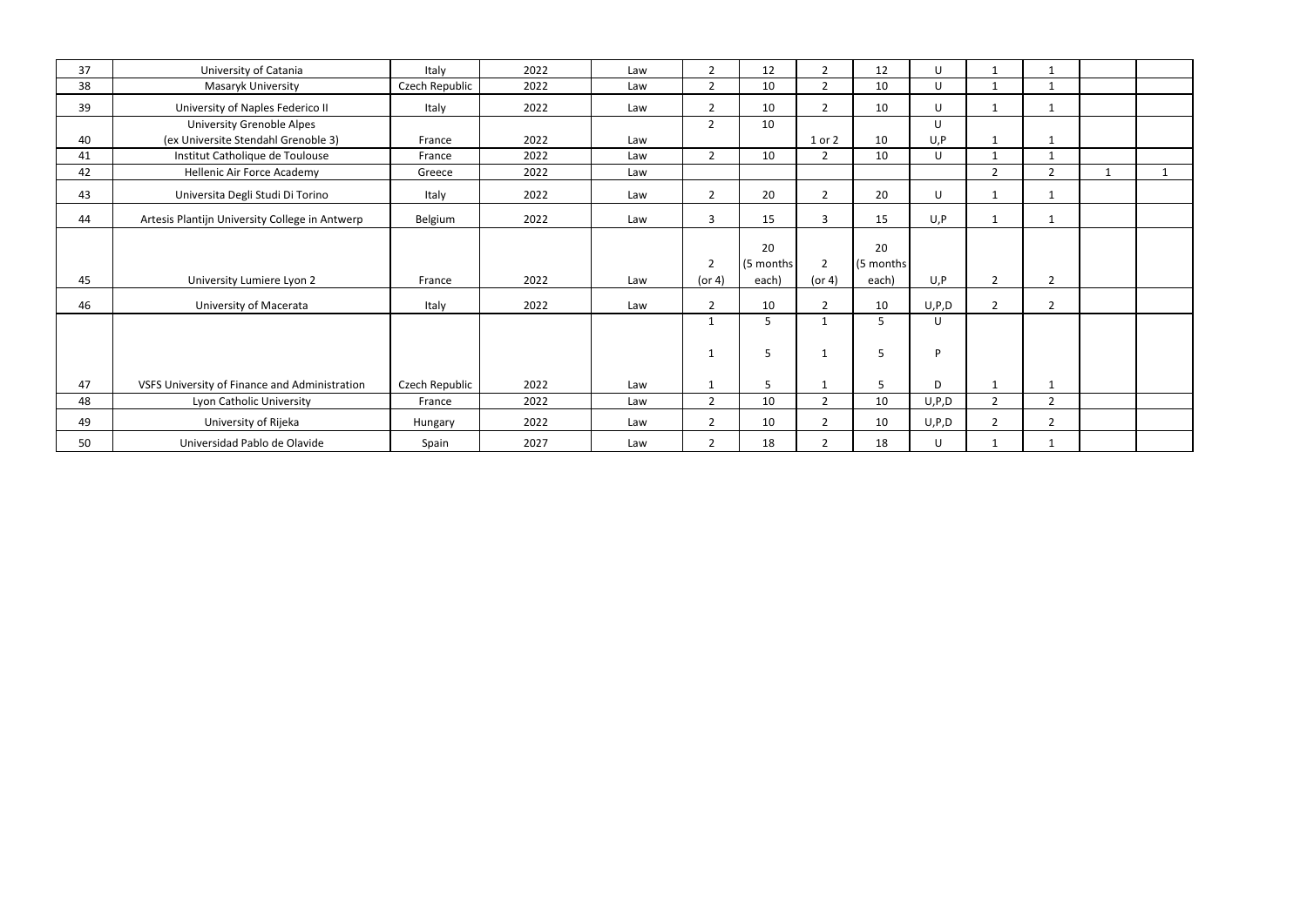| | | | | | | | | | | | | | |
|---|---|---|---|---|---|---|---|---|---|---|---|---|---|
| 37 | University of Catania | Italy | 2022 | Law | 2 | 12 | 2 | 12 | U | 1 | 1 | | |
| 38 | Masaryk University | Czech Republic | 2022 | Law | 2 | 10 | 2 | 10 | U | 1 | 1 | | |
| 39 | University of Naples Federico II | Italy | 2022 | Law | 2 | 10 | 2 | 10 | U | 1 | 1 | | |
| 40 | University Grenoble Alpes (ex Universite Stendahl Grenoble 3) | France | 2022 | Law | 2 | 10 | 1 or 2 | 10 | U U,P | 1 | 1 | | |
| 41 | Institut Catholique de Toulouse | France | 2022 | Law | 2 | 10 | 2 | 10 | U | 1 | 1 | | |
| 42 | Hellenic Air Force Academy | Greece | 2022 | Law | | | | | | 2 | 2 | 1 | 1 |
| 43 | Universita Degli Studi Di Torino | Italy | 2022 | Law | 2 | 20 | 2 | 20 | U | 1 | 1 | | |
| 44 | Artesis Plantijn University College in Antwerp | Belgium | 2022 | Law | 3 | 15 | 3 | 15 | U,P | 1 | 1 | | |
| 45 | University Lumiere Lyon 2 | France | 2022 | Law | 2 (or 4) | 20 (5 months each) | 2 (or 4) | 20 (5 months each) | U,P | 2 | 2 | | |
| 46 | University of Macerata | Italy | 2022 | Law | 2 | 10 | 2 | 10 | U,P,D | 2 | 2 | | |
| 47 | VSFS University of Finance and Administration | Czech Republic | 2022 | Law | 1 1 1 | 5 5 5 | 1 1 1 | 5 5 5 | U P D | 1 | 1 | | |
| 48 | Lyon Catholic University | France | 2022 | Law | 2 | 10 | 2 | 10 | U,P,D | 2 | 2 | | |
| 49 | University of Rijeka | Hungary | 2022 | Law | 2 | 10 | 2 | 10 | U,P,D | 2 | 2 | | |
| 50 | Universidad Pablo de Olavide | Spain | 2027 | Law | 2 | 18 | 2 | 18 | U | 1 | 1 | | |